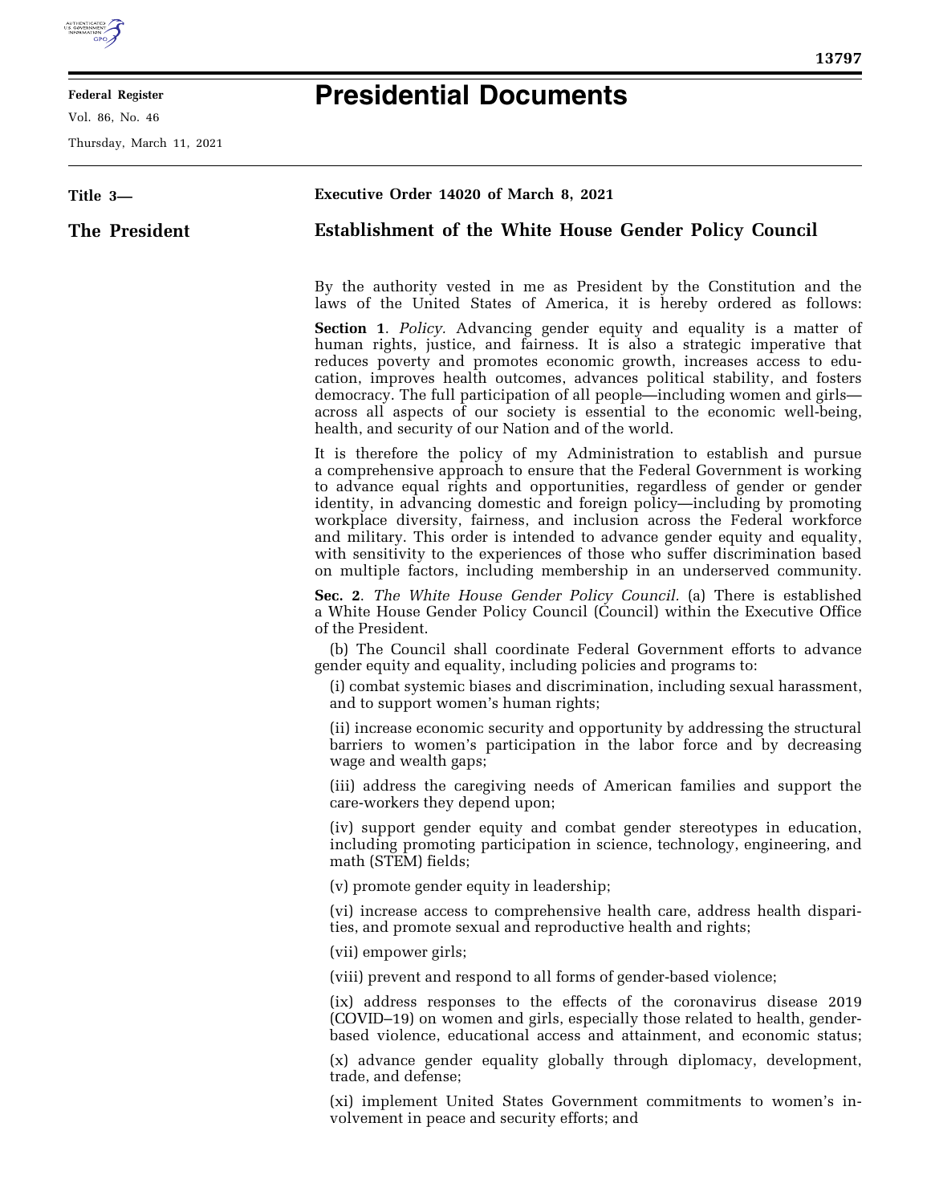**Federal Register**

Vol. 86, No. 46

Thursday, March 11, 2021

# Presidential Documents

**Title 3—**

**The President**

## Executive Order 14020 of March 8, 2021

## Establishment of the White House Gender Policy Council

By the authority vested in me as President by the Constitution and the laws of the United States of America, it is hereby ordered as follows:

**Section 1**. *Policy.* Advancing gender equity and equality is a matter of human rights, justice, and fairness. It is also a strategic imperative that reduces poverty and promotes economic growth, increases access to education, improves health outcomes, advances political stability, and fosters democracy. The full participation of all people—including women and girls—across all aspects of our society is essential to the economic well-being, health, and security of our Nation and of the world.

It is therefore the policy of my Administration to establish and pursue a comprehensive approach to ensure that the Federal Government is working to advance equal rights and opportunities, regardless of gender or gender identity, in advancing domestic and foreign policy—including by promoting workplace diversity, fairness, and inclusion across the Federal workforce and military. This order is intended to advance gender equity and equality, with sensitivity to the experiences of those who suffer discrimination based on multiple factors, including membership in an underserved community.

**Sec. 2**. *The White House Gender Policy Council.* (a) There is established a White House Gender Policy Council (Council) within the Executive Office of the President.

(b) The Council shall coordinate Federal Government efforts to advance gender equity and equality, including policies and programs to:

(i) combat systemic biases and discrimination, including sexual harassment, and to support women's human rights;

(ii) increase economic security and opportunity by addressing the structural barriers to women's participation in the labor force and by decreasing wage and wealth gaps;

(iii) address the caregiving needs of American families and support the care-workers they depend upon;

(iv) support gender equity and combat gender stereotypes in education, including promoting participation in science, technology, engineering, and math (STEM) fields;

(v) promote gender equity in leadership;

(vi) increase access to comprehensive health care, address health disparities, and promote sexual and reproductive health and rights;

(vii) empower girls;

(viii) prevent and respond to all forms of gender-based violence;

(ix) address responses to the effects of the coronavirus disease 2019 (COVID–19) on women and girls, especially those related to health, gender-based violence, educational access and attainment, and economic status;

(x) advance gender equality globally through diplomacy, development, trade, and defense;

(xi) implement United States Government commitments to women's involvement in peace and security efforts; and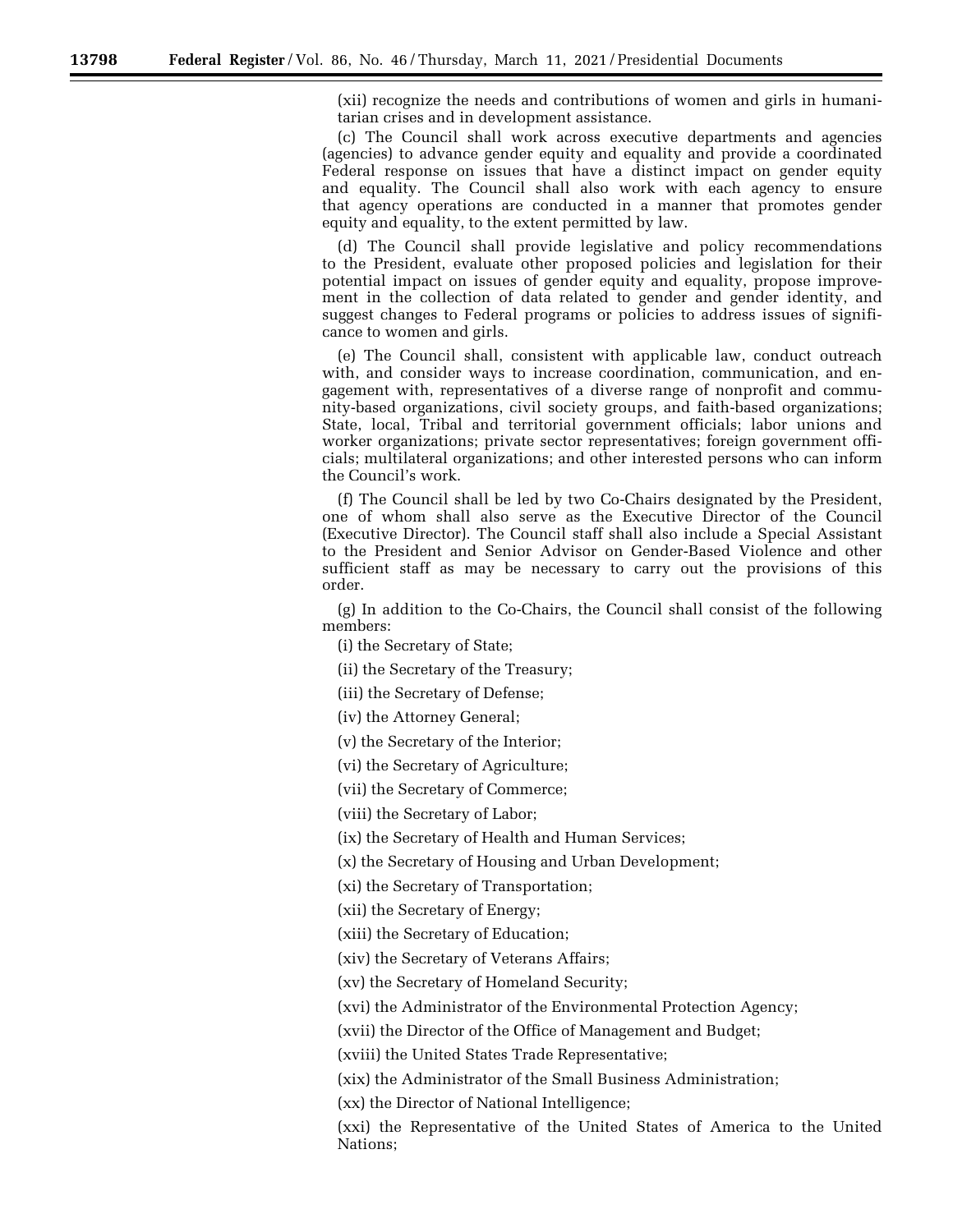(xii) recognize the needs and contributions of women and girls in humanitarian crises and in development assistance.

(c) The Council shall work across executive departments and agencies (agencies) to advance gender equity and equality and provide a coordinated Federal response on issues that have a distinct impact on gender equity and equality. The Council shall also work with each agency to ensure that agency operations are conducted in a manner that promotes gender equity and equality, to the extent permitted by law.

(d) The Council shall provide legislative and policy recommendations to the President, evaluate other proposed policies and legislation for their potential impact on issues of gender equity and equality, propose improvement in the collection of data related to gender and gender identity, and suggest changes to Federal programs or policies to address issues of significance to women and girls.

(e) The Council shall, consistent with applicable law, conduct outreach with, and consider ways to increase coordination, communication, and engagement with, representatives of a diverse range of nonprofit and community-based organizations, civil society groups, and faith-based organizations; State, local, Tribal and territorial government officials; labor unions and worker organizations; private sector representatives; foreign government officials; multilateral organizations; and other interested persons who can inform the Council's work.

(f) The Council shall be led by two Co-Chairs designated by the President, one of whom shall also serve as the Executive Director of the Council (Executive Director). The Council staff shall also include a Special Assistant to the President and Senior Advisor on Gender-Based Violence and other sufficient staff as may be necessary to carry out the provisions of this order.

(g) In addition to the Co-Chairs, the Council shall consist of the following members:

(i) the Secretary of State;

(ii) the Secretary of the Treasury;

(iii) the Secretary of Defense;

(iv) the Attorney General;

(v) the Secretary of the Interior;

(vi) the Secretary of Agriculture;

(vii) the Secretary of Commerce;

(viii) the Secretary of Labor;

(ix) the Secretary of Health and Human Services;

(x) the Secretary of Housing and Urban Development;

(xi) the Secretary of Transportation;

(xii) the Secretary of Energy;

(xiii) the Secretary of Education;

(xiv) the Secretary of Veterans Affairs;

(xv) the Secretary of Homeland Security;

(xvi) the Administrator of the Environmental Protection Agency;

(xvii) the Director of the Office of Management and Budget;

(xviii) the United States Trade Representative;

(xix) the Administrator of the Small Business Administration;

(xx) the Director of National Intelligence;

(xxi) the Representative of the United States of America to the United Nations;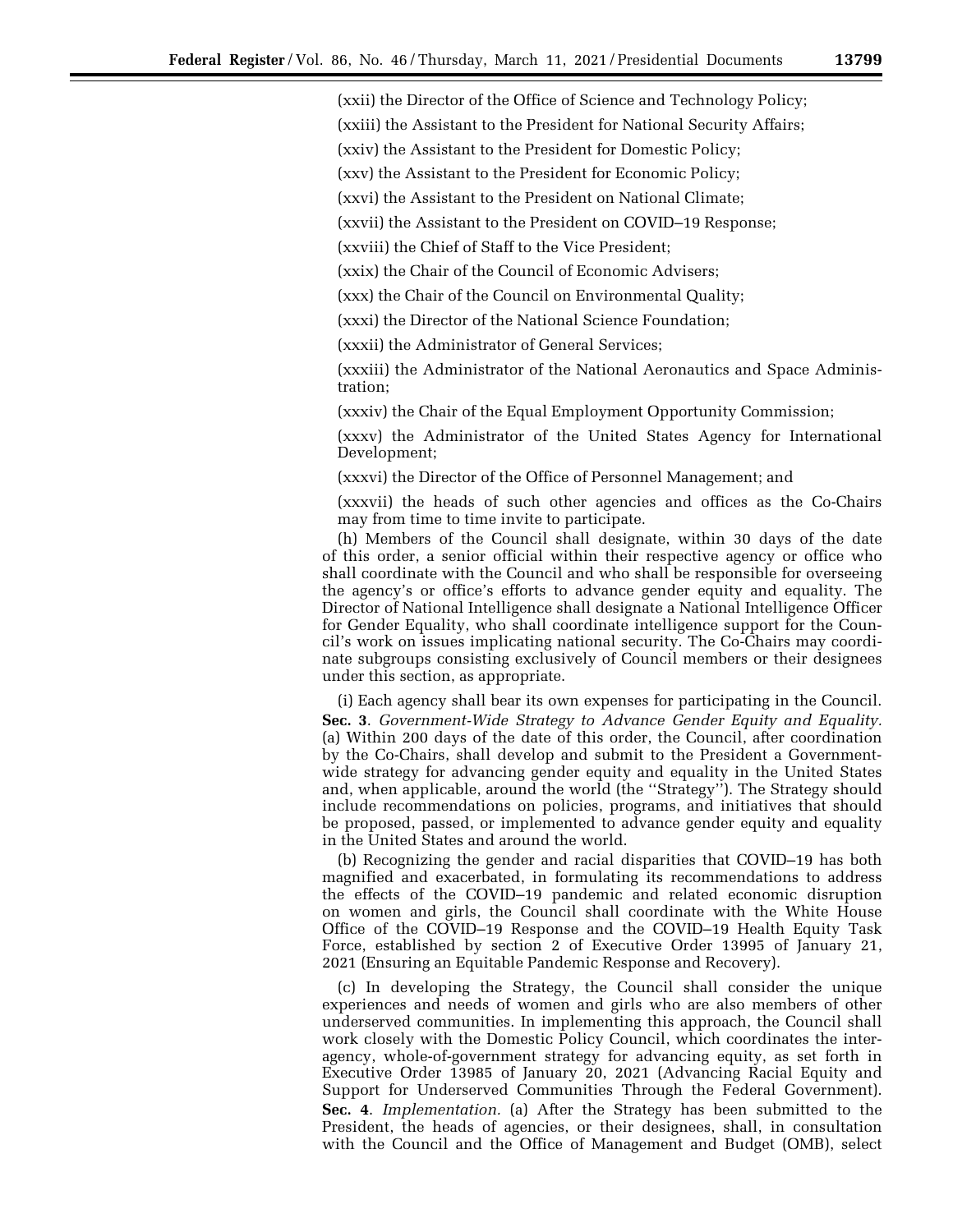(xxii) the Director of the Office of Science and Technology Policy;

(xxiii) the Assistant to the President for National Security Affairs;

(xxiv) the Assistant to the President for Domestic Policy;

(xxv) the Assistant to the President for Economic Policy;

(xxvi) the Assistant to the President on National Climate;

(xxvii) the Assistant to the President on COVID–19 Response;

(xxviii) the Chief of Staff to the Vice President;

(xxix) the Chair of the Council of Economic Advisers;

(xxx) the Chair of the Council on Environmental Quality;

(xxxi) the Director of the National Science Foundation;

(xxxii) the Administrator of General Services;

(xxxiii) the Administrator of the National Aeronautics and Space Administration;

(xxxiv) the Chair of the Equal Employment Opportunity Commission;

(xxxv) the Administrator of the United States Agency for International Development;

(xxxvi) the Director of the Office of Personnel Management; and

(xxxvii) the heads of such other agencies and offices as the Co-Chairs may from time to time invite to participate.

(h) Members of the Council shall designate, within 30 days of the date of this order, a senior official within their respective agency or office who shall coordinate with the Council and who shall be responsible for overseeing the agency's or office's efforts to advance gender equity and equality. The Director of National Intelligence shall designate a National Intelligence Officer for Gender Equality, who shall coordinate intelligence support for the Council's work on issues implicating national security. The Co-Chairs may coordinate subgroups consisting exclusively of Council members or their designees under this section, as appropriate.

(i) Each agency shall bear its own expenses for participating in the Council.

**Sec. 3**. *Government-Wide Strategy to Advance Gender Equity and Equality.* (a) Within 200 days of the date of this order, the Council, after coordination by the Co-Chairs, shall develop and submit to the President a Government-wide strategy for advancing gender equity and equality in the United States and, when applicable, around the world (the "Strategy"). The Strategy should include recommendations on policies, programs, and initiatives that should be proposed, passed, or implemented to advance gender equity and equality in the United States and around the world.

(b) Recognizing the gender and racial disparities that COVID–19 has both magnified and exacerbated, in formulating its recommendations to address the effects of the COVID–19 pandemic and related economic disruption on women and girls, the Council shall coordinate with the White House Office of the COVID–19 Response and the COVID–19 Health Equity Task Force, established by section 2 of Executive Order 13995 of January 21, 2021 (Ensuring an Equitable Pandemic Response and Recovery).

(c) In developing the Strategy, the Council shall consider the unique experiences and needs of women and girls who are also members of other underserved communities. In implementing this approach, the Council shall work closely with the Domestic Policy Council, which coordinates the interagency, whole-of-government strategy for advancing equity, as set forth in Executive Order 13985 of January 20, 2021 (Advancing Racial Equity and Support for Underserved Communities Through the Federal Government).

**Sec. 4**. *Implementation.* (a) After the Strategy has been submitted to the President, the heads of agencies, or their designees, shall, in consultation with the Council and the Office of Management and Budget (OMB), select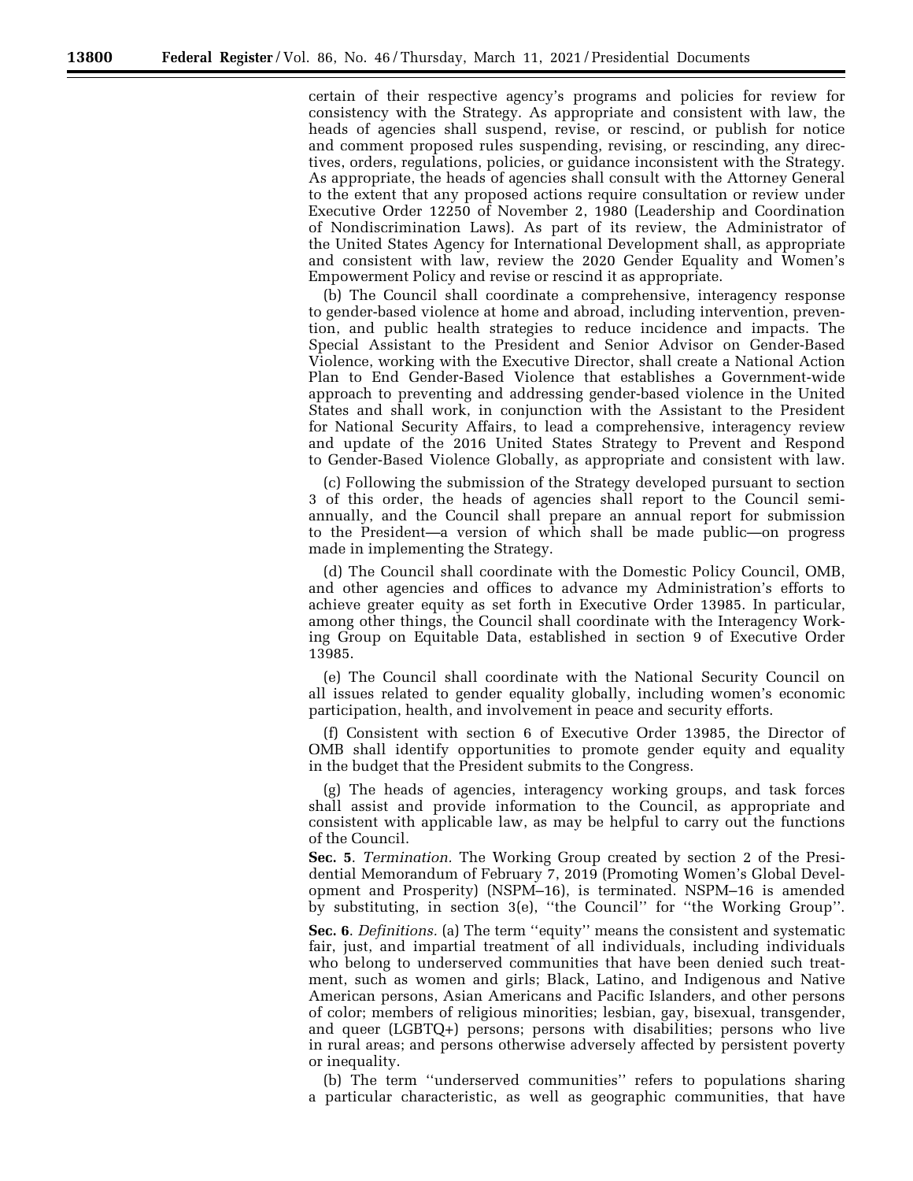certain of their respective agency's programs and policies for review for consistency with the Strategy. As appropriate and consistent with law, the heads of agencies shall suspend, revise, or rescind, or publish for notice and comment proposed rules suspending, revising, or rescinding, any directives, orders, regulations, policies, or guidance inconsistent with the Strategy. As appropriate, the heads of agencies shall consult with the Attorney General to the extent that any proposed actions require consultation or review under Executive Order 12250 of November 2, 1980 (Leadership and Coordination of Nondiscrimination Laws). As part of its review, the Administrator of the United States Agency for International Development shall, as appropriate and consistent with law, review the 2020 Gender Equality and Women's Empowerment Policy and revise or rescind it as appropriate.

(b) The Council shall coordinate a comprehensive, interagency response to gender-based violence at home and abroad, including intervention, prevention, and public health strategies to reduce incidence and impacts. The Special Assistant to the President and Senior Advisor on Gender-Based Violence, working with the Executive Director, shall create a National Action Plan to End Gender-Based Violence that establishes a Government-wide approach to preventing and addressing gender-based violence in the United States and shall work, in conjunction with the Assistant to the President for National Security Affairs, to lead a comprehensive, interagency review and update of the 2016 United States Strategy to Prevent and Respond to Gender-Based Violence Globally, as appropriate and consistent with law.

(c) Following the submission of the Strategy developed pursuant to section 3 of this order, the heads of agencies shall report to the Council semi-annually, and the Council shall prepare an annual report for submission to the President—a version of which shall be made public—on progress made in implementing the Strategy.

(d) The Council shall coordinate with the Domestic Policy Council, OMB, and other agencies and offices to advance my Administration's efforts to achieve greater equity as set forth in Executive Order 13985. In particular, among other things, the Council shall coordinate with the Interagency Working Group on Equitable Data, established in section 9 of Executive Order 13985.

(e) The Council shall coordinate with the National Security Council on all issues related to gender equality globally, including women's economic participation, health, and involvement in peace and security efforts.

(f) Consistent with section 6 of Executive Order 13985, the Director of OMB shall identify opportunities to promote gender equity and equality in the budget that the President submits to the Congress.

(g) The heads of agencies, interagency working groups, and task forces shall assist and provide information to the Council, as appropriate and consistent with applicable law, as may be helpful to carry out the functions of the Council.

**Sec. 5**. *Termination.* The Working Group created by section 2 of the Presidential Memorandum of February 7, 2019 (Promoting Women's Global Development and Prosperity) (NSPM–16), is terminated. NSPM–16 is amended by substituting, in section 3(e), ''the Council'' for ''the Working Group''.

**Sec. 6**. *Definitions.* (a) The term ''equity'' means the consistent and systematic fair, just, and impartial treatment of all individuals, including individuals who belong to underserved communities that have been denied such treatment, such as women and girls; Black, Latino, and Indigenous and Native American persons, Asian Americans and Pacific Islanders, and other persons of color; members of religious minorities; lesbian, gay, bisexual, transgender, and queer (LGBTQ+) persons; persons with disabilities; persons who live in rural areas; and persons otherwise adversely affected by persistent poverty or inequality.

(b) The term ''underserved communities'' refers to populations sharing a particular characteristic, as well as geographic communities, that have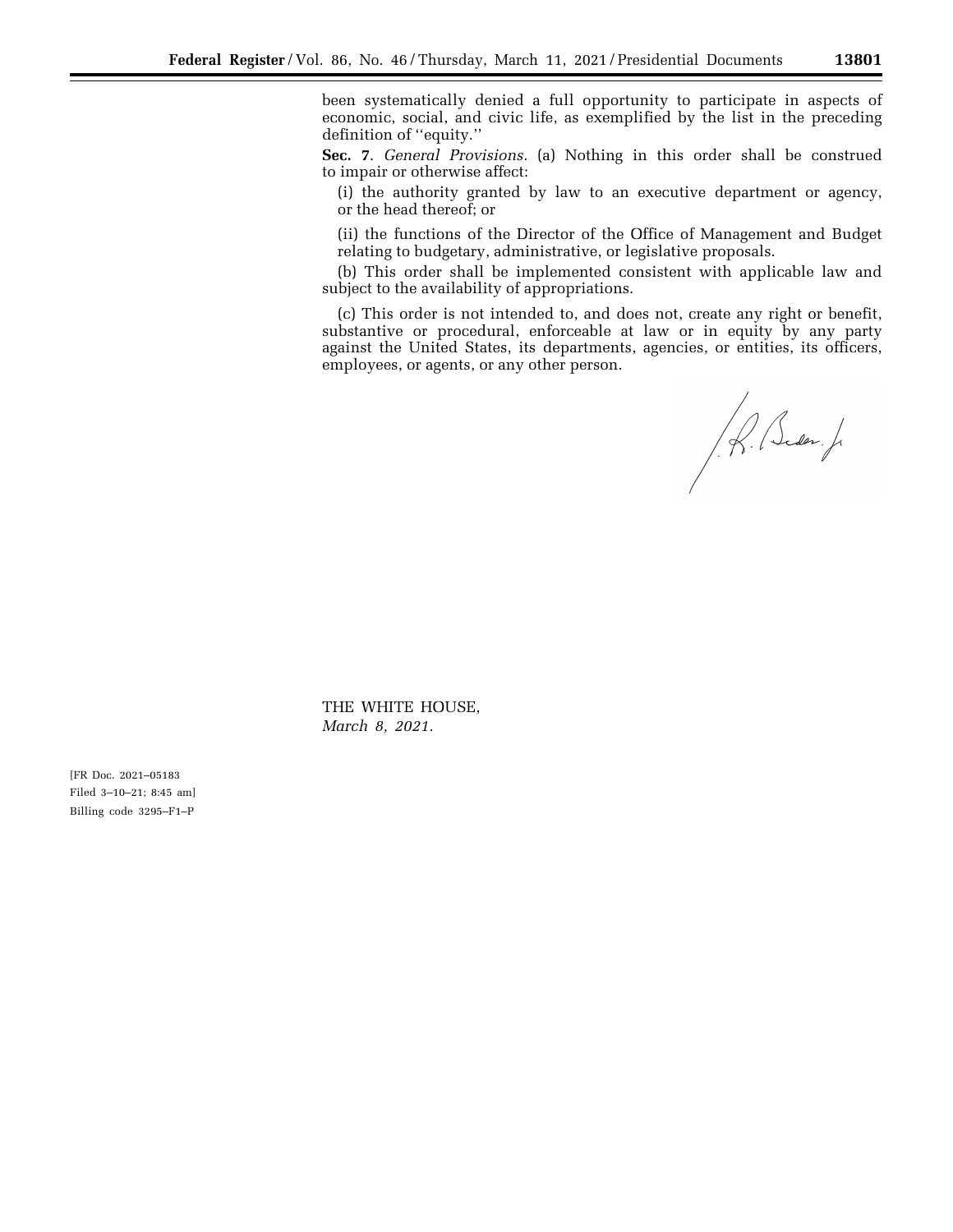been systematically denied a full opportunity to participate in aspects of economic, social, and civic life, as exemplified by the list in the preceding definition of ''equity.''

**Sec. 7**. *General Provisions.* (a) Nothing in this order shall be construed to impair or otherwise affect:

(i) the authority granted by law to an executive department or agency, or the head thereof; or

(ii) the functions of the Director of the Office of Management and Budget relating to budgetary, administrative, or legislative proposals.

(b) This order shall be implemented consistent with applicable law and subject to the availability of appropriations.

(c) This order is not intended to, and does not, create any right or benefit, substantive or procedural, enforceable at law or in equity by any party against the United States, its departments, agencies, or entities, its officers, employees, or agents, or any other person.

THE WHITE HOUSE,
*March 8, 2021.*

[FR Doc. 2021–05183
Filed 3–10–21; 8:45 am]
Billing code 3295–F1–P